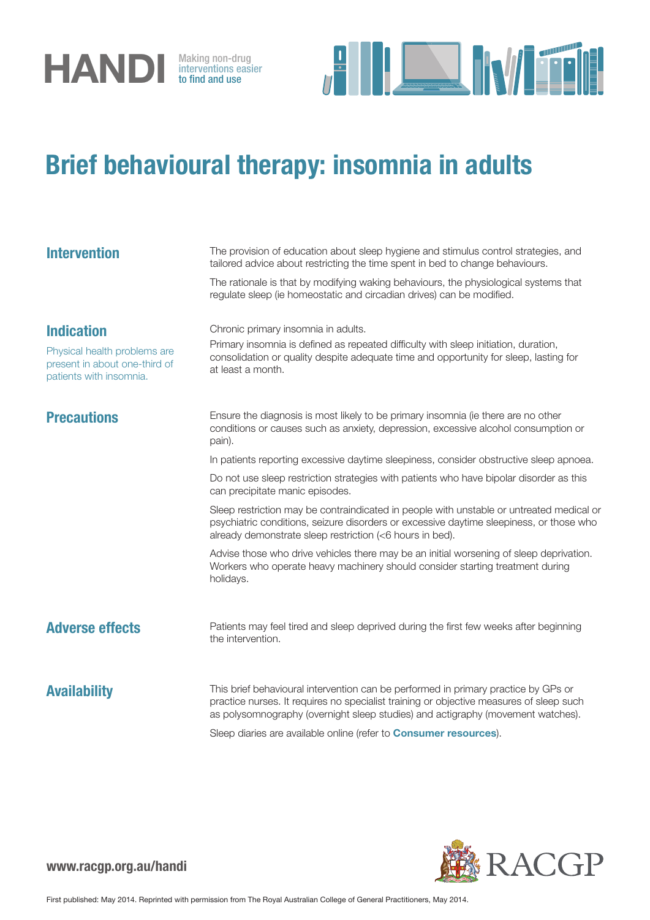HANDI Making non-drug interventions easier to find and use

# Brief behavioural therapy: insomnia in adults

## Intervention

The provision of education about sleep hygiene and stimulus control strategies, and tailored advice about restricting the time spent in bed to change behaviours.

The rationale is that by modifying waking behaviours, the physiological systems that regulate sleep (ie homeostatic and circadian drives) can be modified.

## Indication

Physical health problems are present in about one-third of patients with insomnia.

Chronic primary insomnia in adults.

Primary insomnia is defined as repeated difficulty with sleep initiation, duration, consolidation or quality despite adequate time and opportunity for sleep, lasting for at least a month.

## Precautions

Ensure the diagnosis is most likely to be primary insomnia (ie there are no other conditions or causes such as anxiety, depression, excessive alcohol consumption or pain).

In patients reporting excessive daytime sleepiness, consider obstructive sleep apnoea.

Do not use sleep restriction strategies with patients who have bipolar disorder as this can precipitate manic episodes.

Sleep restriction may be contraindicated in people with unstable or untreated medical or psychiatric conditions, seizure disorders or excessive daytime sleepiness, or those who already demonstrate sleep restriction (<6 hours in bed).

Advise those who drive vehicles there may be an initial worsening of sleep deprivation. Workers who operate heavy machinery should consider starting treatment during holidays.

## Adverse effects

Patients may feel tired and sleep deprived during the first few weeks after beginning the intervention.

## Availability

This brief behavioural intervention can be performed in primary practice by GPs or practice nurses. It requires no specialist training or objective measures of sleep such as polysomnography (overnight sleep studies) and actigraphy (movement watches).

Sleep diaries are available online (refer to **Consumer resources**).

**www.racgp.org.au/handi**

RACGP

First published: May 2014. Reprinted with permission from The Royal Australian College of General Practitioners, May 2014.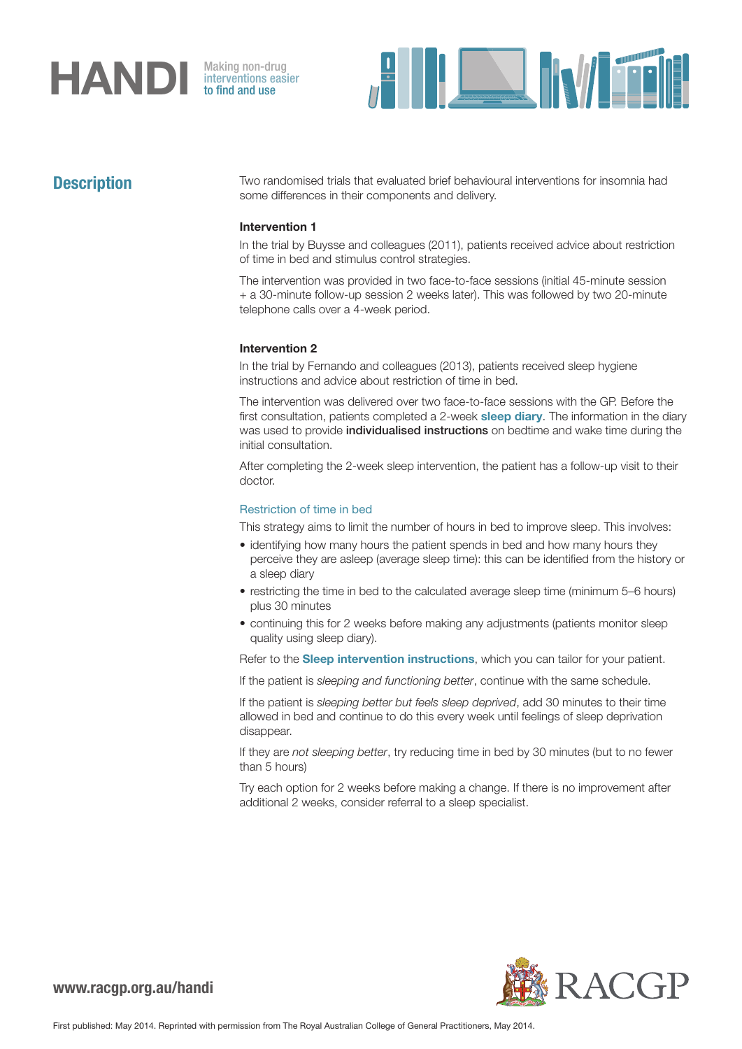## Description

Two randomised trials that evaluated brief behavioural interventions for insomnia had some differences in their components and delivery.

**Intervention 1**

In the trial by Buysse and colleagues (2011), patients received advice about restriction of time in bed and stimulus control strategies.

The intervention was provided in two face-to-face sessions (initial 45-minute session + a 30-minute follow-up session 2 weeks later). This was followed by two 20-minute telephone calls over a 4-week period.

**Intervention 2**

In the trial by Fernando and colleagues (2013), patients received sleep hygiene instructions and advice about restriction of time in bed.

The intervention was delivered over two face-to-face sessions with the GP. Before the first consultation, patients completed a 2-week **sleep diary**. The information in the diary was used to provide **individualised instructions** on bedtime and wake time during the initial consultation.

After completing the 2-week sleep intervention, the patient has a follow-up visit to their doctor.

### Restriction of time in bed

This strategy aims to limit the number of hours in bed to improve sleep. This involves:

- identifying how many hours the patient spends in bed and how many hours they perceive they are asleep (average sleep time): this can be identified from the history or a sleep diary
- restricting the time in bed to the calculated average sleep time (minimum 5–6 hours) plus 30 minutes
- continuing this for 2 weeks before making any adjustments (patients monitor sleep quality using sleep diary).

Refer to the **Sleep intervention instructions**, which you can tailor for your patient.

If the patient is *sleeping and functioning better*, continue with the same schedule.

If the patient is *sleeping better but feels sleep deprived*, add 30 minutes to their time allowed in bed and continue to do this every week until feelings of sleep deprivation disappear.

If they are *not sleeping better*, try reducing time in bed by 30 minutes (but to no fewer than 5 hours)

Try each option for 2 weeks before making a change. If there is no improvement after additional 2 weeks, consider referral to a sleep specialist.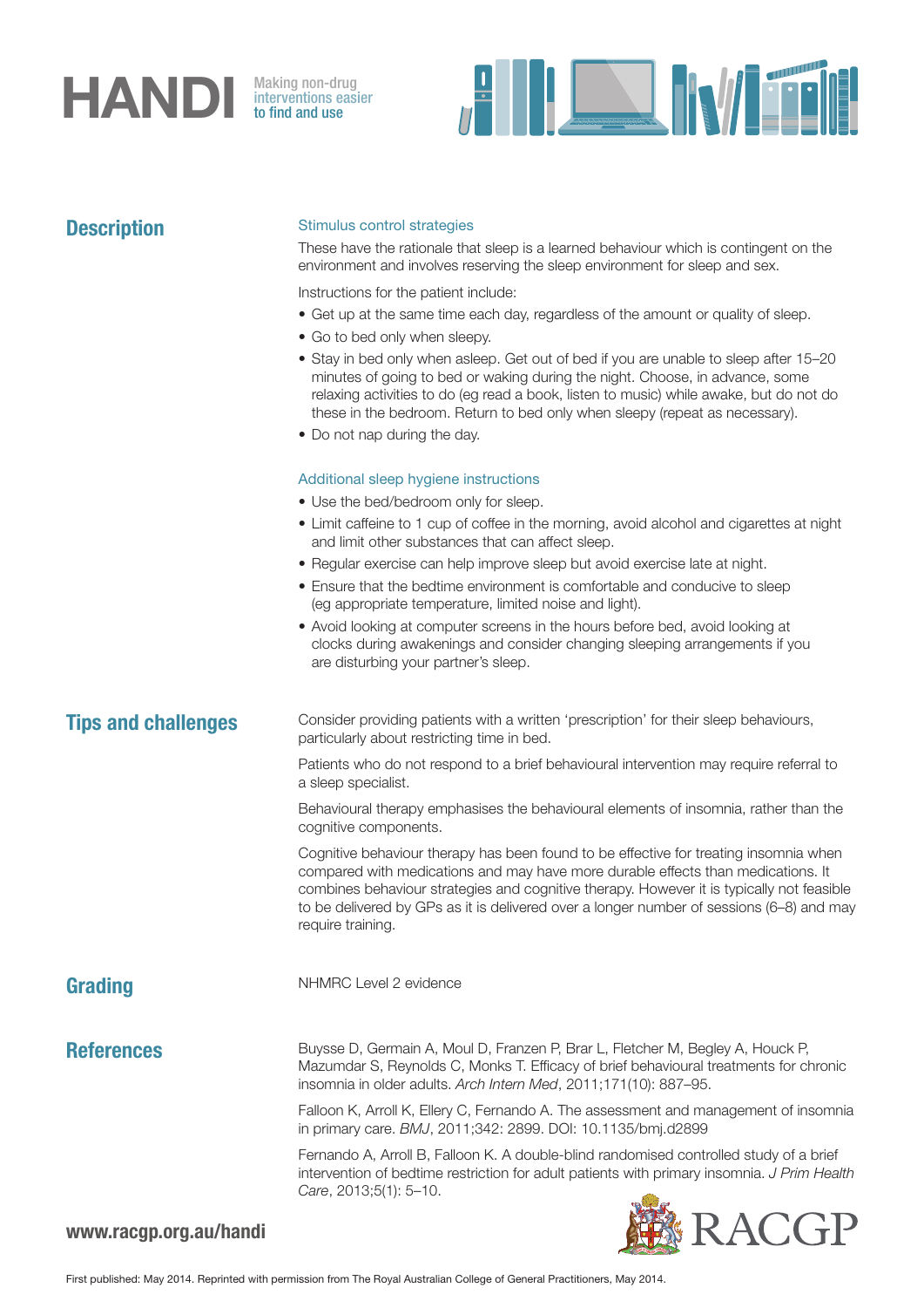## Description

### Stimulus control strategies

These have the rationale that sleep is a learned behaviour which is contingent on the environment and involves reserving the sleep environment for sleep and sex.

Instructions for the patient include:

- Get up at the same time each day, regardless of the amount or quality of sleep.
- Go to bed only when sleepy.
- Stay in bed only when asleep. Get out of bed if you are unable to sleep after 15–20 minutes of going to bed or waking during the night. Choose, in advance, some relaxing activities to do (eg read a book, listen to music) while awake, but do not do these in the bedroom. Return to bed only when sleepy (repeat as necessary).
- Do not nap during the day.

### Additional sleep hygiene instructions

- Use the bed/bedroom only for sleep.
- Limit caffeine to 1 cup of coffee in the morning, avoid alcohol and cigarettes at night and limit other substances that can affect sleep.
- Regular exercise can help improve sleep but avoid exercise late at night.
- Ensure that the bedtime environment is comfortable and conducive to sleep (eg appropriate temperature, limited noise and light).
- Avoid looking at computer screens in the hours before bed, avoid looking at clocks during awakenings and consider changing sleeping arrangements if you are disturbing your partner's sleep.

## Tips and challenges

Consider providing patients with a written 'prescription' for their sleep behaviours, particularly about restricting time in bed.

Patients who do not respond to a brief behavioural intervention may require referral to a sleep specialist.

Behavioural therapy emphasises the behavioural elements of insomnia, rather than the cognitive components.

Cognitive behaviour therapy has been found to be effective for treating insomnia when compared with medications and may have more durable effects than medications. It combines behaviour strategies and cognitive therapy. However it is typically not feasible to be delivered by GPs as it is delivered over a longer number of sessions (6–8) and may require training.

## Grading

NHMRC Level 2 evidence

## References

Buysse D, Germain A, Moul D, Franzen P, Brar L, Fletcher M, Begley A, Houck P, Mazumdar S, Reynolds C, Monks T. Efficacy of brief behavioural treatments for chronic insomnia in older adults. *Arch Intern Med*, 2011;171(10): 887–95.

Falloon K, Arroll K, Ellery C, Fernando A. The assessment and management of insomnia in primary care. *BMJ*, 2011;342: 2899. DOI: 10.1135/bmj.d2899

Fernando A, Arroll B, Falloon K. A double-blind randomised controlled study of a brief intervention of bedtime restriction for adult patients with primary insomnia. *J Prim Health Care*, 2013;5(1): 5–10.

www.racgp.org.au/handi

First published: May 2014. Reprinted with permission from The Royal Australian College of General Practitioners, May 2014.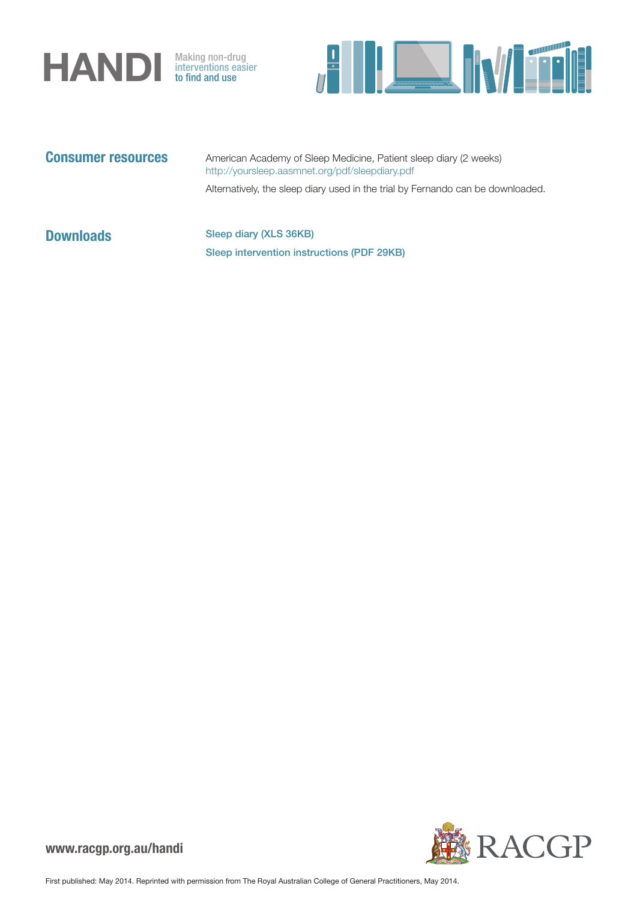## Consumer resources

American Academy of Sleep Medicine, Patient sleep diary (2 weeks)
http://yoursleep.aasmnet.org/pdf/sleepdiary.pdf

Alternatively, the sleep diary used in the trial by Fernando can be downloaded.

## Downloads

Sleep diary (XLS 36KB)

Sleep intervention instructions (PDF 29KB)

First published: May 2014. Reprinted with permission from The Royal Australian College of General Practitioners, May 2014.